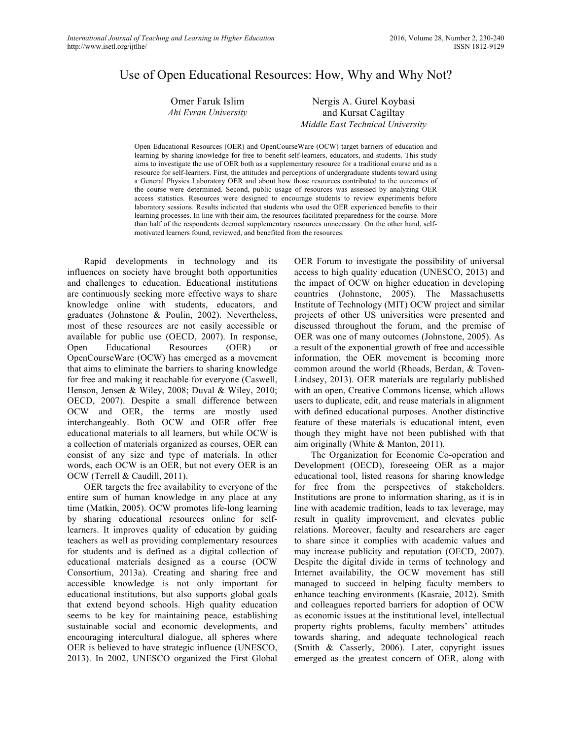# Use of Open Educational Resources: How, Why and Why Not?

Omer Faruk Islim
*Ahi Evran University*

Nergis A. Gurel Koybasi
and Kursat Cagiltay
*Middle East Technical University*

Open Educational Resources (OER) and OpenCourseWare (OCW) target barriers of education and learning by sharing knowledge for free to benefit self-learners, educators, and students. This study aims to investigate the use of OER both as a supplementary resource for a traditional course and as a resource for self-learners. First, the attitudes and perceptions of undergraduate students toward using a General Physics Laboratory OER and about how those resources contributed to the outcomes of the course were determined. Second, public usage of resources was assessed by analyzing OER access statistics. Resources were designed to encourage students to review experiments before laboratory sessions. Results indicated that students who used the OER experienced benefits to their learning processes. In line with their aim, the resources facilitated preparedness for the course. More than half of the respondents deemed supplementary resources unnecessary. On the other hand, self-motivated learners found, reviewed, and benefited from the resources.

Rapid developments in technology and its influences on society have brought both opportunities and challenges to education. Educational institutions are continuously seeking more effective ways to share knowledge online with students, educators, and graduates (Johnstone & Poulin, 2002). Nevertheless, most of these resources are not easily accessible or available for public use (OECD, 2007). In response, Open Educational Resources (OER) or OpenCourseWare (OCW) has emerged as a movement that aims to eliminate the barriers to sharing knowledge for free and making it reachable for everyone (Caswell, Henson, Jensen & Wiley, 2008; Duval & Wiley, 2010; OECD, 2007). Despite a small difference between OCW and OER, the terms are mostly used interchangeably. Both OCW and OER offer free educational materials to all learners, but while OCW is a collection of materials organized as courses, OER can consist of any size and type of materials. In other words, each OCW is an OER, but not every OER is an OCW (Terrell & Caudill, 2011).

OER targets the free availability to everyone of the entire sum of human knowledge in any place at any time (Matkin, 2005). OCW promotes life-long learning by sharing educational resources online for self-learners. It improves quality of education by guiding teachers as well as providing complementary resources for students and is defined as a digital collection of educational materials designed as a course (OCW Consortium, 2013a). Creating and sharing free and accessible knowledge is not only important for educational institutions, but also supports global goals that extend beyond schools. High quality education seems to be key for maintaining peace, establishing sustainable social and economic developments, and encouraging intercultural dialogue, all spheres where OER is believed to have strategic influence (UNESCO, 2013). In 2002, UNESCO organized the First Global OER Forum to investigate the possibility of universal access to high quality education (UNESCO, 2013) and the impact of OCW on higher education in developing countries (Johnstone, 2005). The Massachusetts Institute of Technology (MIT) OCW project and similar projects of other US universities were presented and discussed throughout the forum, and the premise of OER was one of many outcomes (Johnstone, 2005). As a result of the exponential growth of free and accessible information, the OER movement is becoming more common around the world (Rhoads, Berdan, & Toven-Lindsey, 2013). OER materials are regularly published with an open, Creative Commons license, which allows users to duplicate, edit, and reuse materials in alignment with defined educational purposes. Another distinctive feature of these materials is educational intent, even though they might have not been published with that aim originally (White & Manton, 2011).

The Organization for Economic Co-operation and Development (OECD), foreseeing OER as a major educational tool, listed reasons for sharing knowledge for free from the perspectives of stakeholders. Institutions are prone to information sharing, as it is in line with academic tradition, leads to tax leverage, may result in quality improvement, and elevates public relations. Moreover, faculty and researchers are eager to share since it complies with academic values and may increase publicity and reputation (OECD, 2007). Despite the digital divide in terms of technology and Internet availability, the OCW movement has still managed to succeed in helping faculty members to enhance teaching environments (Kasraie, 2012). Smith and colleagues reported barriers for adoption of OCW as economic issues at the institutional level, intellectual property rights problems, faculty members' attitudes towards sharing, and adequate technological reach (Smith & Casserly, 2006). Later, copyright issues emerged as the greatest concern of OER, along with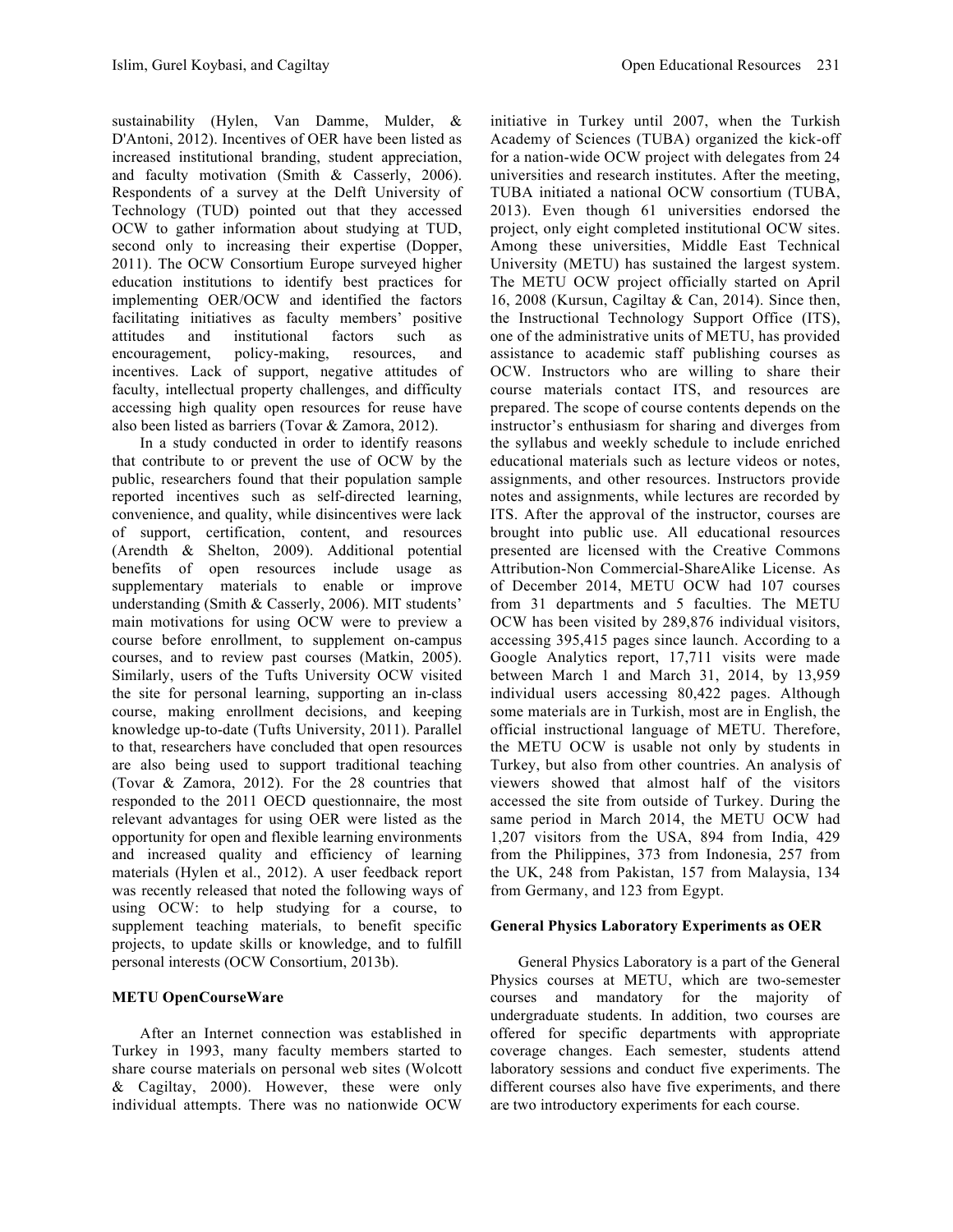sustainability (Hylen, Van Damme, Mulder, & D'Antoni, 2012). Incentives of OER have been listed as increased institutional branding, student appreciation, and faculty motivation (Smith & Casserly, 2006). Respondents of a survey at the Delft University of Technology (TUD) pointed out that they accessed OCW to gather information about studying at TUD, second only to increasing their expertise (Dopper, 2011). The OCW Consortium Europe surveyed higher education institutions to identify best practices for implementing OER/OCW and identified the factors facilitating initiatives as faculty members' positive attitudes and institutional factors such as encouragement, policy-making, resources, and incentives. Lack of support, negative attitudes of faculty, intellectual property challenges, and difficulty accessing high quality open resources for reuse have also been listed as barriers (Tovar & Zamora, 2012).

In a study conducted in order to identify reasons that contribute to or prevent the use of OCW by the public, researchers found that their population sample reported incentives such as self-directed learning, convenience, and quality, while disincentives were lack of support, certification, content, and resources (Arendth & Shelton, 2009). Additional potential benefits of open resources include usage as supplementary materials to enable or improve understanding (Smith & Casserly, 2006). MIT students' main motivations for using OCW were to preview a course before enrollment, to supplement on-campus courses, and to review past courses (Matkin, 2005). Similarly, users of the Tufts University OCW visited the site for personal learning, supporting an in-class course, making enrollment decisions, and keeping knowledge up-to-date (Tufts University, 2011). Parallel to that, researchers have concluded that open resources are also being used to support traditional teaching (Tovar & Zamora, 2012). For the 28 countries that responded to the 2011 OECD questionnaire, the most relevant advantages for using OER were listed as the opportunity for open and flexible learning environments and increased quality and efficiency of learning materials (Hylen et al., 2012). A user feedback report was recently released that noted the following ways of using OCW: to help studying for a course, to supplement teaching materials, to benefit specific projects, to update skills or knowledge, and to fulfill personal interests (OCW Consortium, 2013b).

**METU OpenCourseWare**

After an Internet connection was established in Turkey in 1993, many faculty members started to share course materials on personal web sites (Wolcott & Cagiltay, 2000). However, these were only individual attempts. There was no nationwide OCW initiative in Turkey until 2007, when the Turkish Academy of Sciences (TUBA) organized the kick-off for a nation-wide OCW project with delegates from 24 universities and research institutes. After the meeting, TUBA initiated a national OCW consortium (TUBA, 2013). Even though 61 universities endorsed the project, only eight completed institutional OCW sites. Among these universities, Middle East Technical University (METU) has sustained the largest system. The METU OCW project officially started on April 16, 2008 (Kursun, Cagiltay & Can, 2014). Since then, the Instructional Technology Support Office (ITS), one of the administrative units of METU, has provided assistance to academic staff publishing courses as OCW. Instructors who are willing to share their course materials contact ITS, and resources are prepared. The scope of course contents depends on the instructor's enthusiasm for sharing and diverges from the syllabus and weekly schedule to include enriched educational materials such as lecture videos or notes, assignments, and other resources. Instructors provide notes and assignments, while lectures are recorded by ITS. After the approval of the instructor, courses are brought into public use. All educational resources presented are licensed with the Creative Commons Attribution-Non Commercial-ShareAlike License. As of December 2014, METU OCW had 107 courses from 31 departments and 5 faculties. The METU OCW has been visited by 289,876 individual visitors, accessing 395,415 pages since launch. According to a Google Analytics report, 17,711 visits were made between March 1 and March 31, 2014, by 13,959 individual users accessing 80,422 pages. Although some materials are in Turkish, most are in English, the official instructional language of METU. Therefore, the METU OCW is usable not only by students in Turkey, but also from other countries. An analysis of viewers showed that almost half of the visitors accessed the site from outside of Turkey. During the same period in March 2014, the METU OCW had 1,207 visitors from the USA, 894 from India, 429 from the Philippines, 373 from Indonesia, 257 from the UK, 248 from Pakistan, 157 from Malaysia, 134 from Germany, and 123 from Egypt.

**General Physics Laboratory Experiments as OER**

General Physics Laboratory is a part of the General Physics courses at METU, which are two-semester courses and mandatory for the majority of undergraduate students. In addition, two courses are offered for specific departments with appropriate coverage changes. Each semester, students attend laboratory sessions and conduct five experiments. The different courses also have five experiments, and there are two introductory experiments for each course.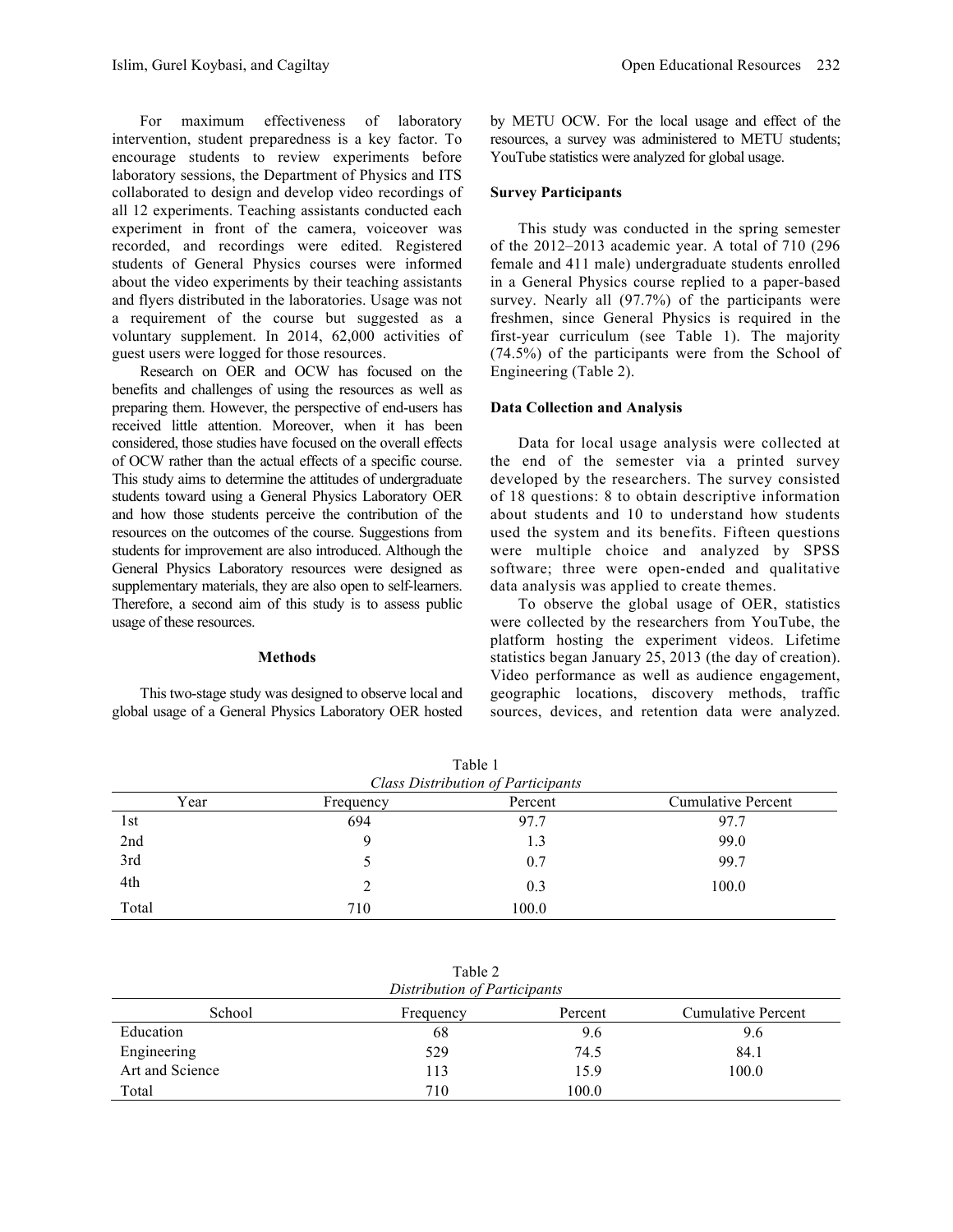For maximum effectiveness of laboratory intervention, student preparedness is a key factor. To encourage students to review experiments before laboratory sessions, the Department of Physics and ITS collaborated to design and develop video recordings of all 12 experiments. Teaching assistants conducted each experiment in front of the camera, voiceover was recorded, and recordings were edited. Registered students of General Physics courses were informed about the video experiments by their teaching assistants and flyers distributed in the laboratories. Usage was not a requirement of the course but suggested as a voluntary supplement. In 2014, 62,000 activities of guest users were logged for those resources.

Research on OER and OCW has focused on the benefits and challenges of using the resources as well as preparing them. However, the perspective of end-users has received little attention. Moreover, when it has been considered, those studies have focused on the overall effects of OCW rather than the actual effects of a specific course. This study aims to determine the attitudes of undergraduate students toward using a General Physics Laboratory OER and how those students perceive the contribution of the resources on the outcomes of the course. Suggestions from students for improvement are also introduced. Although the General Physics Laboratory resources were designed as supplementary materials, they are also open to self-learners. Therefore, a second aim of this study is to assess public usage of these resources.

## Methods

This two-stage study was designed to observe local and global usage of a General Physics Laboratory OER hosted by METU OCW. For the local usage and effect of the resources, a survey was administered to METU students; YouTube statistics were analyzed for global usage.

### Survey Participants

This study was conducted in the spring semester of the 2012–2013 academic year. A total of 710 (296 female and 411 male) undergraduate students enrolled in a General Physics course replied to a paper-based survey. Nearly all (97.7%) of the participants were freshmen, since General Physics is required in the first-year curriculum (see Table 1). The majority (74.5%) of the participants were from the School of Engineering (Table 2).

### Data Collection and Analysis

Data for local usage analysis were collected at the end of the semester via a printed survey developed by the researchers. The survey consisted of 18 questions: 8 to obtain descriptive information about students and 10 to understand how students used the system and its benefits. Fifteen questions were multiple choice and analyzed by SPSS software; three were open-ended and qualitative data analysis was applied to create themes.

To observe the global usage of OER, statistics were collected by the researchers from YouTube, the platform hosting the experiment videos. Lifetime statistics began January 25, 2013 (the day of creation). Video performance as well as audience engagement, geographic locations, discovery methods, traffic sources, devices, and retention data were analyzed.

Table 1
*Class Distribution of Participants*

| Year | Frequency | Percent | Cumulative Percent |
|---|---|---|---|
| 1st | 694 | 97.7 | 97.7 |
| 2nd | 9 | 1.3 | 99.0 |
| 3rd | 5 | 0.7 | 99.7 |
| 4th | 2 | 0.3 | 100.0 |
| Total | 710 | 100.0 | |

Table 2
*Distribution of Participants*

| School | Frequency | Percent | Cumulative Percent |
|---|---|---|---|
| Education | 68 | 9.6 | 9.6 |
| Engineering | 529 | 74.5 | 84.1 |
| Art and Science | 113 | 15.9 | 100.0 |
| Total | 710 | 100.0 | |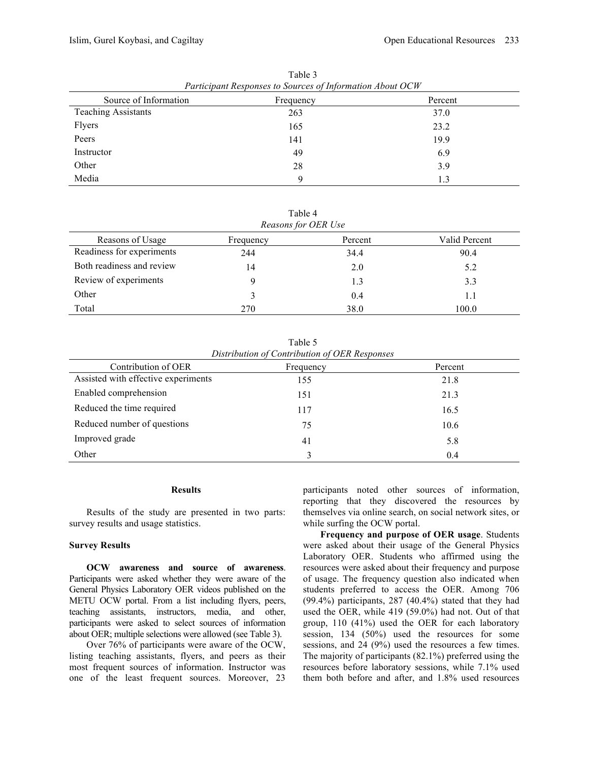Table 3
*Participant Responses to Sources of Information About OCW*

| Source of Information | Frequency | Percent |
|---|---|---|
| Teaching Assistants | 263 | 37.0 |
| Flyers | 165 | 23.2 |
| Peers | 141 | 19.9 |
| Instructor | 49 | 6.9 |
| Other | 28 | 3.9 |
| Media | 9 | 1.3 |

Table 4
*Reasons for OER Use*

| Reasons of Usage | Frequency | Percent | Valid Percent |
|---|---|---|---|
| Readiness for experiments | 244 | 34.4 | 90.4 |
| Both readiness and review | 14 | 2.0 | 5.2 |
| Review of experiments | 9 | 1.3 | 3.3 |
| Other | 3 | 0.4 | 1.1 |
| Total | 270 | 38.0 | 100.0 |

Table 5
*Distribution of Contribution of OER Responses*

| Contribution of OER | Frequency | Percent |
|---|---|---|
| Assisted with effective experiments | 155 | 21.8 |
| Enabled comprehension | 151 | 21.3 |
| Reduced the time required | 117 | 16.5 |
| Reduced number of questions | 75 | 10.6 |
| Improved grade | 41 | 5.8 |
| Other | 3 | 0.4 |

## Results

Results of the study are presented in two parts: survey results and usage statistics.

### Survey Results

**OCW awareness and source of awareness**. Participants were asked whether they were aware of the General Physics Laboratory OER videos published on the METU OCW portal. From a list including flyers, peers, teaching assistants, instructors, media, and other, participants were asked to select sources of information about OER; multiple selections were allowed (see Table 3).

Over 76% of participants were aware of the OCW, listing teaching assistants, flyers, and peers as their most frequent sources of information. Instructor was one of the least frequent sources. Moreover, 23 participants noted other sources of information, reporting that they discovered the resources by themselves via online search, on social network sites, or while surfing the OCW portal.

**Frequency and purpose of OER usage**. Students were asked about their usage of the General Physics Laboratory OER. Students who affirmed using the resources were asked about their frequency and purpose of usage. The frequency question also indicated when students preferred to access the OER. Among 706 (99.4%) participants, 287 (40.4%) stated that they had used the OER, while 419 (59.0%) had not. Out of that group, 110 (41%) used the OER for each laboratory session, 134 (50%) used the resources for some sessions, and 24 (9%) used the resources a few times. The majority of participants (82.1%) preferred using the resources before laboratory sessions, while 7.1% used them both before and after, and 1.8% used resources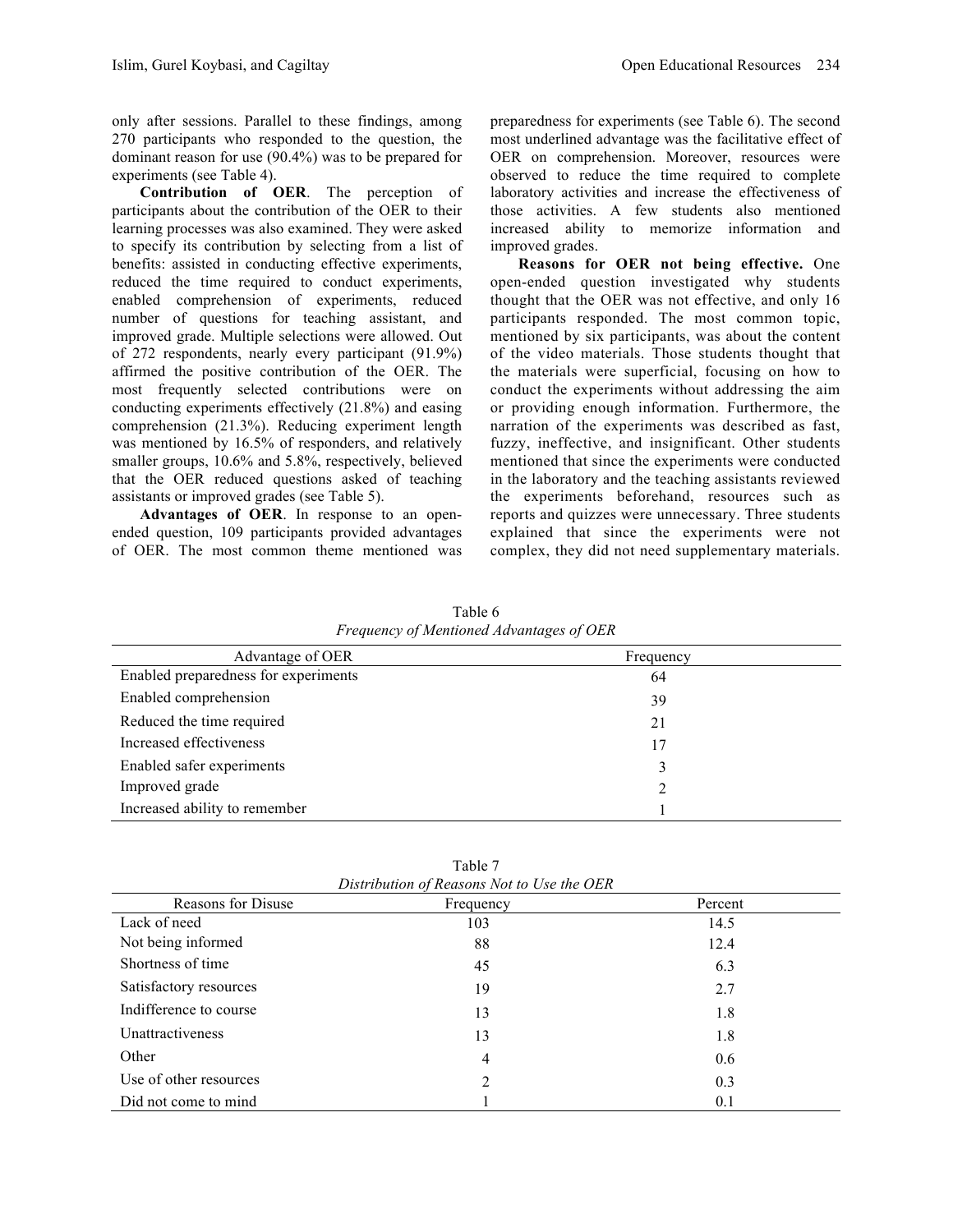only after sessions. Parallel to these findings, among 270 participants who responded to the question, the dominant reason for use (90.4%) was to be prepared for experiments (see Table 4).

**Contribution of OER**. The perception of participants about the contribution of the OER to their learning processes was also examined. They were asked to specify its contribution by selecting from a list of benefits: assisted in conducting effective experiments, reduced the time required to conduct experiments, enabled comprehension of experiments, reduced number of questions for teaching assistant, and improved grade. Multiple selections were allowed. Out of 272 respondents, nearly every participant (91.9%) affirmed the positive contribution of the OER. The most frequently selected contributions were on conducting experiments effectively (21.8%) and easing comprehension (21.3%). Reducing experiment length was mentioned by 16.5% of responders, and relatively smaller groups, 10.6% and 5.8%, respectively, believed that the OER reduced questions asked of teaching assistants or improved grades (see Table 5).

**Advantages of OER**. In response to an open-ended question, 109 participants provided advantages of OER. The most common theme mentioned was preparedness for experiments (see Table 6). The second most underlined advantage was the facilitative effect of OER on comprehension. Moreover, resources were observed to reduce the time required to complete laboratory activities and increase the effectiveness of those activities. A few students also mentioned increased ability to memorize information and improved grades.

**Reasons for OER not being effective.** One open-ended question investigated why students thought that the OER was not effective, and only 16 participants responded. The most common topic, mentioned by six participants, was about the content of the video materials. Those students thought that the materials were superficial, focusing on how to conduct the experiments without addressing the aim or providing enough information. Furthermore, the narration of the experiments was described as fast, fuzzy, ineffective, and insignificant. Other students mentioned that since the experiments were conducted in the laboratory and the teaching assistants reviewed the experiments beforehand, resources such as reports and quizzes were unnecessary. Three students explained that since the experiments were not complex, they did not need supplementary materials.

Table 6
*Frequency of Mentioned Advantages of OER*

| Advantage of OER | Frequency |
|---|---|
| Enabled preparedness for experiments | 64 |
| Enabled comprehension | 39 |
| Reduced the time required | 21 |
| Increased effectiveness | 17 |
| Enabled safer experiments | 3 |
| Improved grade | 2 |
| Increased ability to remember | 1 |

Table 7
*Distribution of Reasons Not to Use the OER*

| Reasons for Disuse | Frequency | Percent |
|---|---|---|
| Lack of need | 103 | 14.5 |
| Not being informed | 88 | 12.4 |
| Shortness of time | 45 | 6.3 |
| Satisfactory resources | 19 | 2.7 |
| Indifference to course | 13 | 1.8 |
| Unattractiveness | 13 | 1.8 |
| Other | 4 | 0.6 |
| Use of other resources | 2 | 0.3 |
| Did not come to mind | 1 | 0.1 |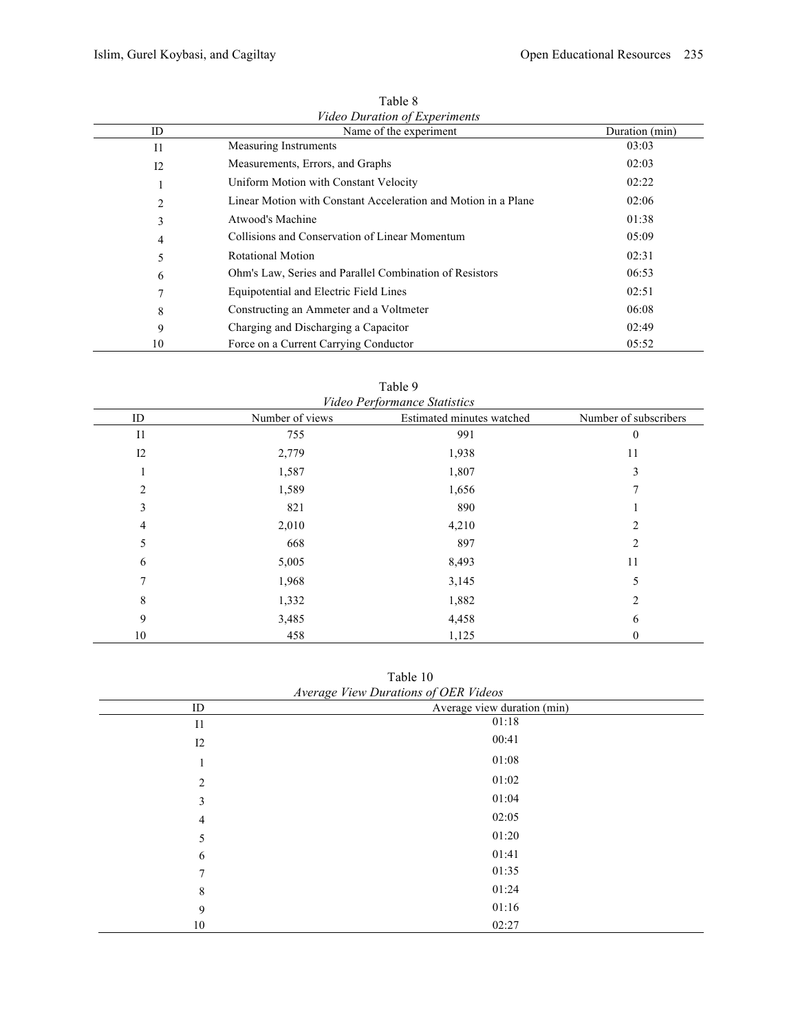Table 8

*Video Duration of Experiments*

| ID | Name of the experiment | Duration (min) |
| --- | --- | --- |
| I1 | Measuring Instruments | 03:03 |
| I2 | Measurements, Errors, and Graphs | 02:03 |
| 1 | Uniform Motion with Constant Velocity | 02:22 |
| 2 | Linear Motion with Constant Acceleration and Motion in a Plane | 02:06 |
| 3 | Atwood's Machine | 01:38 |
| 4 | Collisions and Conservation of Linear Momentum | 05:09 |
| 5 | Rotational Motion | 02:31 |
| 6 | Ohm's Law, Series and Parallel Combination of Resistors | 06:53 |
| 7 | Equipotential and Electric Field Lines | 02:51 |
| 8 | Constructing an Ammeter and a Voltmeter | 06:08 |
| 9 | Charging and Discharging a Capacitor | 02:49 |
| 10 | Force on a Current Carrying Conductor | 05:52 |

Table 9

*Video Performance Statistics*

| ID | Number of views | Estimated minutes watched | Number of subscribers |
| --- | --- | --- | --- |
| I1 | 755 | 991 | 0 |
| I2 | 2,779 | 1,938 | 11 |
| 1 | 1,587 | 1,807 | 3 |
| 2 | 1,589 | 1,656 | 7 |
| 3 | 821 | 890 | 1 |
| 4 | 2,010 | 4,210 | 2 |
| 5 | 668 | 897 | 2 |
| 6 | 5,005 | 8,493 | 11 |
| 7 | 1,968 | 3,145 | 5 |
| 8 | 1,332 | 1,882 | 2 |
| 9 | 3,485 | 4,458 | 6 |
| 10 | 458 | 1,125 | 0 |

Table 10

*Average View Durations of OER Videos*

| ID | Average view duration (min) |
| --- | --- |
| I1 | 01:18 |
| I2 | 00:41 |
| 1 | 01:08 |
| 2 | 01:02 |
| 3 | 01:04 |
| 4 | 02:05 |
| 5 | 01:20 |
| 6 | 01:41 |
| 7 | 01:35 |
| 8 | 01:24 |
| 9 | 01:16 |
| 10 | 02:27 |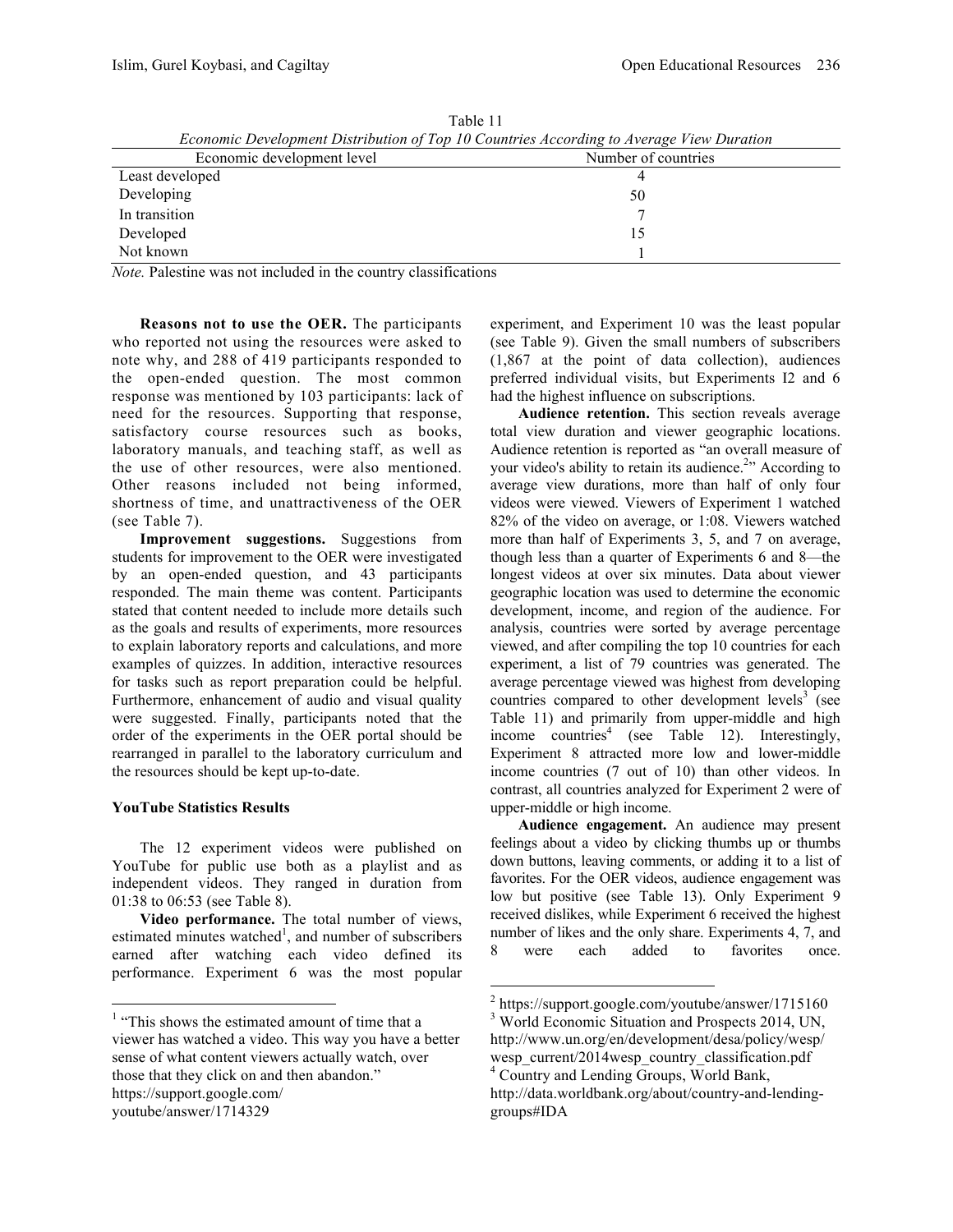Table 11

*Economic Development Distribution of Top 10 Countries According to Average View Duration*

| Economic development level | Number of countries |
|---|---|
| Least developed | 4 |
| Developing | 50 |
| In transition | 7 |
| Developed | 15 |
| Not known | 1 |

*Note.* Palestine was not included in the country classifications

**Reasons not to use the OER.** The participants who reported not using the resources were asked to note why, and 288 of 419 participants responded to the open-ended question. The most common response was mentioned by 103 participants: lack of need for the resources. Supporting that response, satisfactory course resources such as books, laboratory manuals, and teaching staff, as well as the use of other resources, were also mentioned. Other reasons included not being informed, shortness of time, and unattractiveness of the OER (see Table 7).

**Improvement suggestions.** Suggestions from students for improvement to the OER were investigated by an open-ended question, and 43 participants responded. The main theme was content. Participants stated that content needed to include more details such as the goals and results of experiments, more resources to explain laboratory reports and calculations, and more examples of quizzes. In addition, interactive resources for tasks such as report preparation could be helpful. Furthermore, enhancement of audio and visual quality were suggested. Finally, participants noted that the order of the experiments in the OER portal should be rearranged in parallel to the laboratory curriculum and the resources should be kept up-to-date.

### YouTube Statistics Results

The 12 experiment videos were published on YouTube for public use both as a playlist and as independent videos. They ranged in duration from 01:38 to 06:53 (see Table 8).

**Video performance.** The total number of views, estimated minutes watched[1], and number of subscribers earned after watching each video defined its performance. Experiment 6 was the most popular experiment, and Experiment 10 was the least popular (see Table 9). Given the small numbers of subscribers (1,867 at the point of data collection), audiences preferred individual visits, but Experiments I2 and 6 had the highest influence on subscriptions.

**Audience retention.** This section reveals average total view duration and viewer geographic locations. Audience retention is reported as "an overall measure of your video's ability to retain its audience.[2]" According to average view durations, more than half of only four videos were viewed. Viewers of Experiment 1 watched 82% of the video on average, or 1:08. Viewers watched more than half of Experiments 3, 5, and 7 on average, though less than a quarter of Experiments 6 and 8—the longest videos at over six minutes. Data about viewer geographic location was used to determine the economic development, income, and region of the audience. For analysis, countries were sorted by average percentage viewed, and after compiling the top 10 countries for each experiment, a list of 79 countries was generated. The average percentage viewed was highest from developing countries compared to other development levels[3] (see Table 11) and primarily from upper-middle and high income countries[4] (see Table 12). Interestingly, Experiment 8 attracted more low and lower-middle income countries (7 out of 10) than other videos. In contrast, all countries analyzed for Experiment 2 were of upper-middle or high income.

**Audience engagement.** An audience may present feelings about a video by clicking thumbs up or thumbs down buttons, leaving comments, or adding it to a list of favorites. For the OER videos, audience engagement was low but positive (see Table 13). Only Experiment 9 received dislikes, while Experiment 6 received the highest number of likes and the only share. Experiments 4, 7, and 8 were each added to favorites once.

---

[1] "This shows the estimated amount of time that a viewer has watched a video. This way you have a better sense of what content viewers actually watch, over those that they click on and then abandon." https://support.google.com/youtube/answer/1714329

[2] https://support.google.com/youtube/answer/1715160

[3] World Economic Situation and Prospects 2014, UN, http://www.un.org/en/development/desa/policy/wesp/wesp_current/2014wesp_country_classification.pdf

[4] Country and Lending Groups, World Bank, http://data.worldbank.org/about/country-and-lending-groups#IDA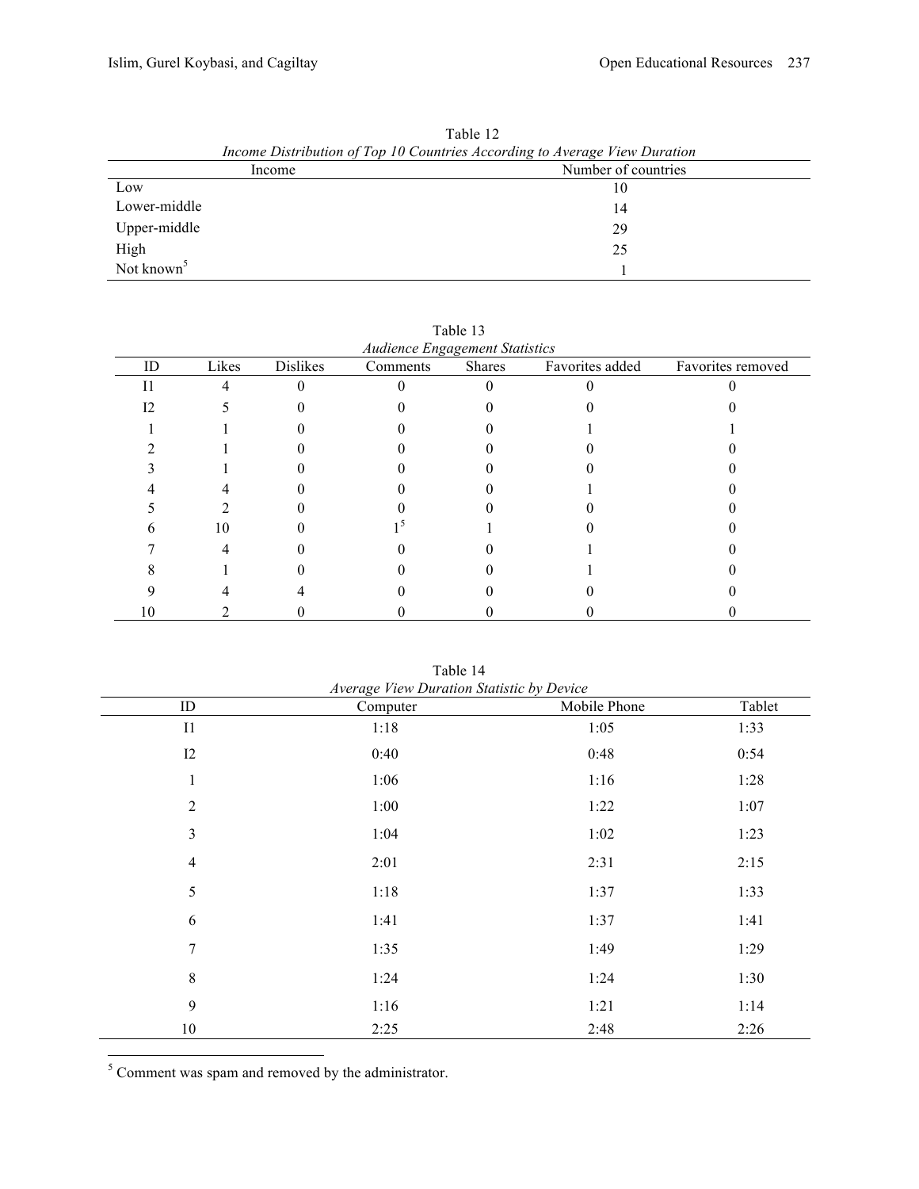Table 12

*Income Distribution of Top 10 Countries According to Average View Duration*

| Income | Number of countries |
|---|---|
| Low | 10 |
| Lower-middle | 14 |
| Upper-middle | 29 |
| High | 25 |
| Not known[5] | 1 |

Table 13

*Audience Engagement Statistics*

| ID | Likes | Dislikes | Comments | Shares | Favorites added | Favorites removed |
|---|---|---|---|---|---|---|
| I1 | 4 | 0 | 0 | 0 | 0 | 0 |
| I2 | 5 | 0 | 0 | 0 | 0 | 0 |
| 1 | 1 | 0 | 0 | 0 | 1 | 1 |
| 2 | 1 | 0 | 0 | 0 | 0 | 0 |
| 3 | 1 | 0 | 0 | 0 | 0 | 0 |
| 4 | 4 | 0 | 0 | 0 | 1 | 0 |
| 5 | 2 | 0 | 0 | 0 | 0 | 0 |
| 6 | 10 | 0 | 1[5] | 1 | 0 | 0 |
| 7 | 4 | 0 | 0 | 0 | 1 | 0 |
| 8 | 1 | 0 | 0 | 0 | 1 | 0 |
| 9 | 4 | 4 | 0 | 0 | 0 | 0 |
| 10 | 2 | 0 | 0 | 0 | 0 | 0 |

Table 14

*Average View Duration Statistic by Device*

| ID | Computer | Mobile Phone | Tablet |
|---|---|---|---|
| I1 | 1:18 | 1:05 | 1:33 |
| I2 | 0:40 | 0:48 | 0:54 |
| 1 | 1:06 | 1:16 | 1:28 |
| 2 | 1:00 | 1:22 | 1:07 |
| 3 | 1:04 | 1:02 | 1:23 |
| 4 | 2:01 | 2:31 | 2:15 |
| 5 | 1:18 | 1:37 | 1:33 |
| 6 | 1:41 | 1:37 | 1:41 |
| 7 | 1:35 | 1:49 | 1:29 |
| 8 | 1:24 | 1:24 | 1:30 |
| 9 | 1:16 | 1:21 | 1:14 |
| 10 | 2:25 | 2:48 | 2:26 |

[5] Comment was spam and removed by the administrator.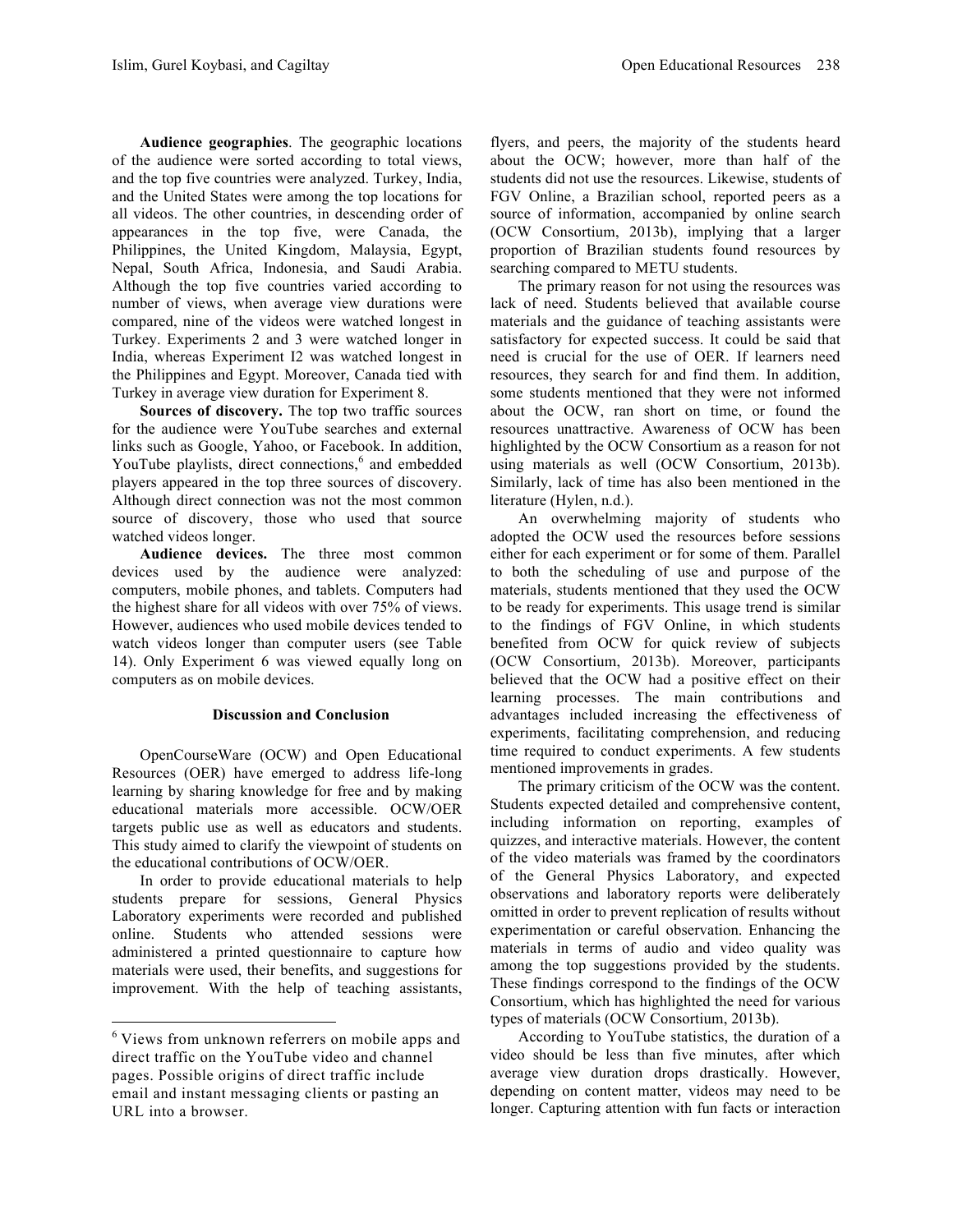**Audience geographies**. The geographic locations of the audience were sorted according to total views, and the top five countries were analyzed. Turkey, India, and the United States were among the top locations for all videos. The other countries, in descending order of appearances in the top five, were Canada, the Philippines, the United Kingdom, Malaysia, Egypt, Nepal, South Africa, Indonesia, and Saudi Arabia. Although the top five countries varied according to number of views, when average view durations were compared, nine of the videos were watched longest in Turkey. Experiments 2 and 3 were watched longer in India, whereas Experiment I2 was watched longest in the Philippines and Egypt. Moreover, Canada tied with Turkey in average view duration for Experiment 8.

**Sources of discovery.** The top two traffic sources for the audience were YouTube searches and external links such as Google, Yahoo, or Facebook. In addition, YouTube playlists, direct connections,[6] and embedded players appeared in the top three sources of discovery. Although direct connection was not the most common source of discovery, those who used that source watched videos longer.

**Audience devices.** The three most common devices used by the audience were analyzed: computers, mobile phones, and tablets. Computers had the highest share for all videos with over 75% of views. However, audiences who used mobile devices tended to watch videos longer than computer users (see Table 14). Only Experiment 6 was viewed equally long on computers as on mobile devices.

## Discussion and Conclusion

OpenCourseWare (OCW) and Open Educational Resources (OER) have emerged to address life-long learning by sharing knowledge for free and by making educational materials more accessible. OCW/OER targets public use as well as educators and students. This study aimed to clarify the viewpoint of students on the educational contributions of OCW/OER.

In order to provide educational materials to help students prepare for sessions, General Physics Laboratory experiments were recorded and published online. Students who attended sessions were administered a printed questionnaire to capture how materials were used, their benefits, and suggestions for improvement. With the help of teaching assistants, flyers, and peers, the majority of the students heard about the OCW; however, more than half of the students did not use the resources. Likewise, students of FGV Online, a Brazilian school, reported peers as a source of information, accompanied by online search (OCW Consortium, 2013b), implying that a larger proportion of Brazilian students found resources by searching compared to METU students.

The primary reason for not using the resources was lack of need. Students believed that available course materials and the guidance of teaching assistants were satisfactory for expected success. It could be said that need is crucial for the use of OER. If learners need resources, they search for and find them. In addition, some students mentioned that they were not informed about the OCW, ran short on time, or found the resources unattractive. Awareness of OCW has been highlighted by the OCW Consortium as a reason for not using materials as well (OCW Consortium, 2013b). Similarly, lack of time has also been mentioned in the literature (Hylen, n.d.).

An overwhelming majority of students who adopted the OCW used the resources before sessions either for each experiment or for some of them. Parallel to both the scheduling of use and purpose of the materials, students mentioned that they used the OCW to be ready for experiments. This usage trend is similar to the findings of FGV Online, in which students benefited from OCW for quick review of subjects (OCW Consortium, 2013b). Moreover, participants believed that the OCW had a positive effect on their learning processes. The main contributions and advantages included increasing the effectiveness of experiments, facilitating comprehension, and reducing time required to conduct experiments. A few students mentioned improvements in grades.

The primary criticism of the OCW was the content. Students expected detailed and comprehensive content, including information on reporting, examples of quizzes, and interactive materials. However, the content of the video materials was framed by the coordinators of the General Physics Laboratory, and expected observations and laboratory reports were deliberately omitted in order to prevent replication of results without experimentation or careful observation. Enhancing the materials in terms of audio and video quality was among the top suggestions provided by the students. These findings correspond to the findings of the OCW Consortium, which has highlighted the need for various types of materials (OCW Consortium, 2013b).

According to YouTube statistics, the duration of a video should be less than five minutes, after which average view duration drops drastically. However, depending on content matter, videos may need to be longer. Capturing attention with fun facts or interaction

[6] Views from unknown referrers on mobile apps and direct traffic on the YouTube video and channel pages. Possible origins of direct traffic include email and instant messaging clients or pasting an URL into a browser.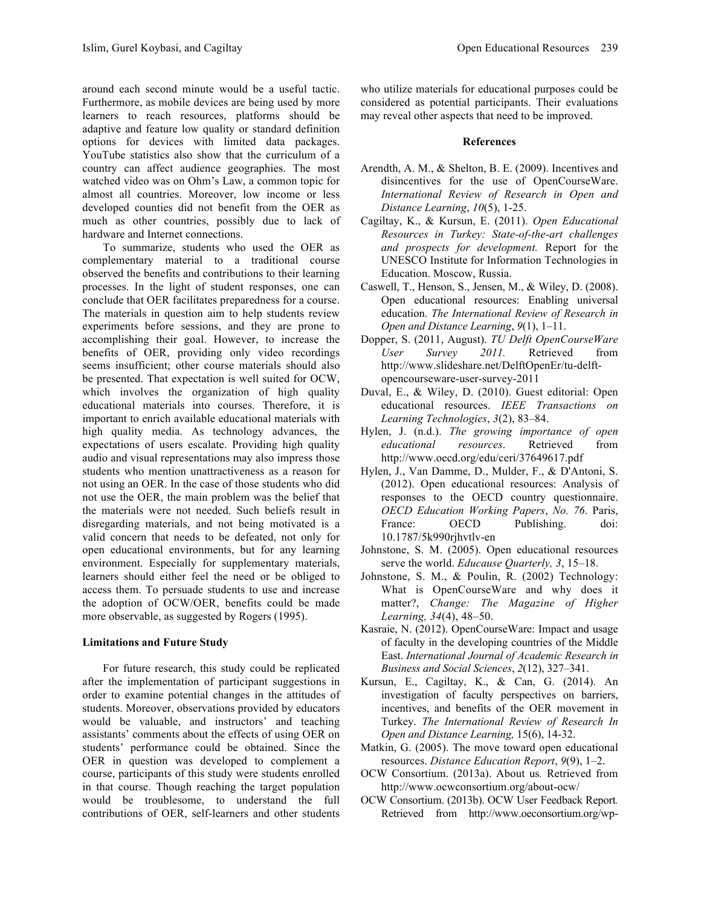around each second minute would be a useful tactic. Furthermore, as mobile devices are being used by more learners to reach resources, platforms should be adaptive and feature low quality or standard definition options for devices with limited data packages. YouTube statistics also show that the curriculum of a country can affect audience geographies. The most watched video was on Ohm's Law, a common topic for almost all countries. Moreover, low income or less developed counties did not benefit from the OER as much as other countries, possibly due to lack of hardware and Internet connections.

To summarize, students who used the OER as complementary material to a traditional course observed the benefits and contributions to their learning processes. In the light of student responses, one can conclude that OER facilitates preparedness for a course. The materials in question aim to help students review experiments before sessions, and they are prone to accomplishing their goal. However, to increase the benefits of OER, providing only video recordings seems insufficient; other course materials should also be presented. That expectation is well suited for OCW, which involves the organization of high quality educational materials into courses. Therefore, it is important to enrich available educational materials with high quality media. As technology advances, the expectations of users escalate. Providing high quality audio and visual representations may also impress those students who mention unattractiveness as a reason for not using an OER. In the case of those students who did not use the OER, the main problem was the belief that the materials were not needed. Such beliefs result in disregarding materials, and not being motivated is a valid concern that needs to be defeated, not only for open educational environments, but for any learning environment. Especially for supplementary materials, learners should either feel the need or be obliged to access them. To persuade students to use and increase the adoption of OCW/OER, benefits could be made more observable, as suggested by Rogers (1995).

### Limitations and Future Study

For future research, this study could be replicated after the implementation of participant suggestions in order to examine potential changes in the attitudes of students. Moreover, observations provided by educators would be valuable, and instructors' and teaching assistants' comments about the effects of using OER on students' performance could be obtained. Since the OER in question was developed to complement a course, participants of this study were students enrolled in that course. Though reaching the target population would be troublesome, to understand the full contributions of OER, self-learners and other students who utilize materials for educational purposes could be considered as potential participants. Their evaluations may reveal other aspects that need to be improved.

## References

Arendth, A. M., & Shelton, B. E. (2009). Incentives and disincentives for the use of OpenCourseWare. *International Review of Research in Open and Distance Learning*, *10*(5), 1-25.

Cagiltay, K., & Kursun, E. (2011). *Open Educational Resources in Turkey: State-of-the-art challenges and prospects for development.* Report for the UNESCO Institute for Information Technologies in Education. Moscow, Russia.

Caswell, T., Henson, S., Jensen, M., & Wiley, D. (2008). Open educational resources: Enabling universal education. *The International Review of Research in Open and Distance Learning*, *9*(1), 1–11.

Dopper, S. (2011, August). *TU Delft OpenCourseWare User Survey 2011.* Retrieved from http://www.slideshare.net/DelftOpenEr/tu-delft-opencourseware-user-survey-2011

Duval, E., & Wiley, D. (2010). Guest editorial: Open educational resources. *IEEE Transactions on Learning Technologies*, *3*(2), 83–84.

Hylen, J. (n.d.). *The growing importance of open educational resources*. Retrieved from http://www.oecd.org/edu/ceri/37649617.pdf

Hylen, J., Van Damme, D., Mulder, F., & D'Antoni, S. (2012). Open educational resources: Analysis of responses to the OECD country questionnaire. *OECD Education Working Papers*, *No. 76*. Paris, France: OECD Publishing. doi: 10.1787/5k990rjhvtlv-en

Johnstone, S. M. (2005). Open educational resources serve the world. *Educause Quarterly, 3*, 15–18.

Johnstone, S. M., & Poulin, R. (2002) Technology: What is OpenCourseWare and why does it matter?, *Change: The Magazine of Higher Learning, 34*(4), 48–50.

Kasraie, N. (2012). OpenCourseWare: Impact and usage of faculty in the developing countries of the Middle East. *International Journal of Academic Research in Business and Social Sciences*, *2*(12), 327–341.

Kursun, E., Cagiltay, K., & Can, G. (2014). An investigation of faculty perspectives on barriers, incentives, and benefits of the OER movement in Turkey. *The International Review of Research In Open and Distance Learning,* 15(6), 14-32.

Matkin, G. (2005). The move toward open educational resources. *Distance Education Report*, *9*(9), 1–2.

OCW Consortium. (2013a). About us*.* Retrieved from http://www.ocwconsortium.org/about-ocw/

OCW Consortium. (2013b). OCW User Feedback Report*.* Retrieved from http://www.oeconsortium.org/wp-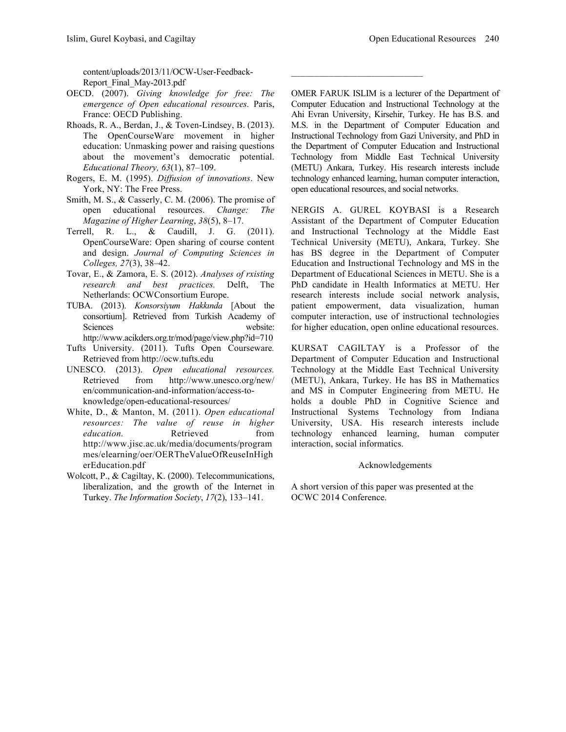content/uploads/2013/11/OCW-User-Feedback-Report_Final_May-2013.pdf

OECD. (2007). *Giving knowledge for free: The emergence of Open educational resources.* Paris, France: OECD Publishing.

Rhoads, R. A., Berdan, J., & Toven-Lindsey, B. (2013). The OpenCourseWare movement in higher education: Unmasking power and raising questions about the movement's democratic potential. *Educational Theory, 63*(1), 87–109.

Rogers, E. M. (1995). *Diffusion of innovations*. New York, NY: The Free Press.

Smith, M. S., & Casserly, C. M. (2006). The promise of open educational resources. *Change: The Magazine of Higher Learning*, *38*(5), 8–17.

Terrell, R. L., & Caudill, J. G. (2011). OpenCourseWare: Open sharing of course content and design. *Journal of Computing Sciences in Colleges, 27*(3), 38–42.

Tovar, E., & Zamora, E. S. (2012). *Analyses of rxisting research and best practices.* Delft, The Netherlands: OCWConsortium Europe.

TUBA. (2013). *Konsorsiyum Hakkında* [About the consortium]. Retrieved from Turkish Academy of Sciences website: http://www.acikders.org.tr/mod/page/view.php?id=710

Tufts University. (2011). Tufts Open Courseware*.* Retrieved from http://ocw.tufts.edu

UNESCO. (2013). *Open educational resources.* Retrieved from http://www.unesco.org/new/en/communication-and-information/access-to-knowledge/open-educational-resources/

White, D., & Manton, M. (2011). *Open educational resources: The value of reuse in higher education.* Retrieved from http://www.jisc.ac.uk/media/documents/programmes/elearning/oer/OERTheValueOfReuseInHigherEducation.pdf

Wolcott, P., & Cagiltay, K. (2000). Telecommunications, liberalization, and the growth of the Internet in Turkey. *The Information Society*, *17*(2), 133–141.

---

OMER FARUK ISLIM is a lecturer of the Department of Computer Education and Instructional Technology at the Ahi Evran University, Kirsehir, Turkey. He has B.S. and M.S. in the Department of Computer Education and Instructional Technology from Gazi University, and PhD in the Department of Computer Education and Instructional Technology from Middle East Technical University (METU) Ankara, Turkey. His research interests include technology enhanced learning, human computer interaction, open educational resources, and social networks.

NERGIS A. GUREL KOYBASI is a Research Assistant of the Department of Computer Education and Instructional Technology at the Middle East Technical University (METU), Ankara, Turkey. She has BS degree in the Department of Computer Education and Instructional Technology and MS in the Department of Educational Sciences in METU. She is a PhD candidate in Health Informatics at METU. Her research interests include social network analysis, patient empowerment, data visualization, human computer interaction, use of instructional technologies for higher education, open online educational resources.

KURSAT CAGILTAY is a Professor of the Department of Computer Education and Instructional Technology at the Middle East Technical University (METU), Ankara, Turkey. He has BS in Mathematics and MS in Computer Engineering from METU. He holds a double PhD in Cognitive Science and Instructional Systems Technology from Indiana University, USA. His research interests include technology enhanced learning, human computer interaction, social informatics.

## Acknowledgements

A short version of this paper was presented at the OCWC 2014 Conference.